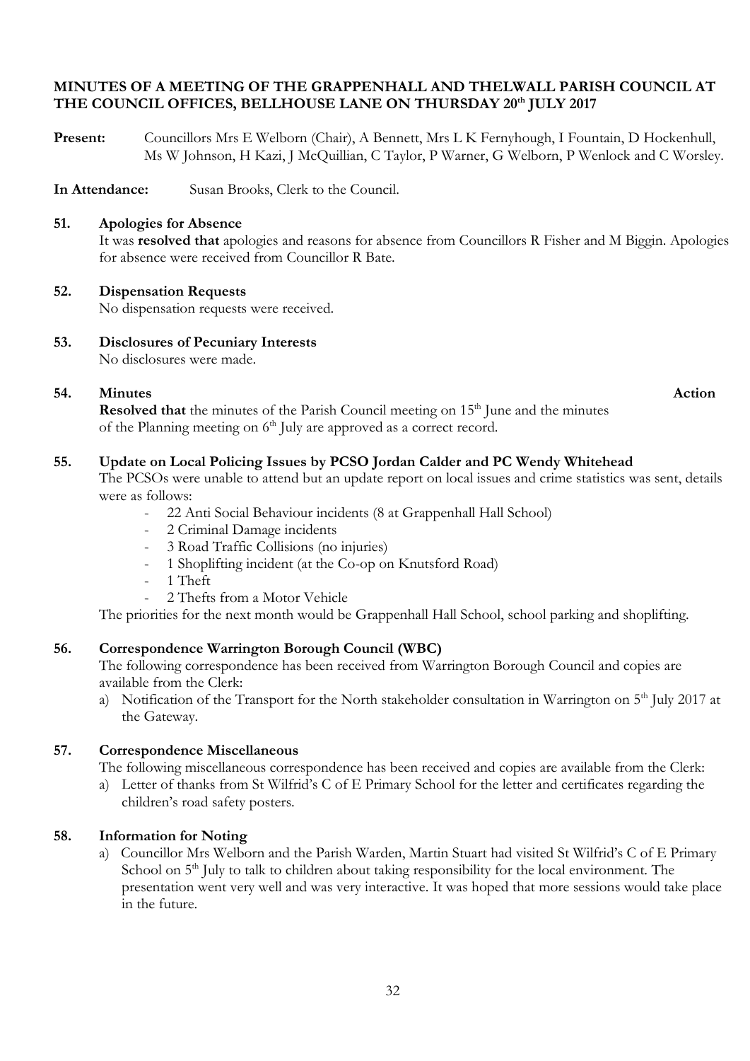**MINUTES OF A MEETING OF THE GRAPPENHALL AND THELWALL PARISH COUNCIL AT THE COUNCIL OFFICES, BELLHOUSE LANE ON THURSDAY 20th JULY 2017**

**Present:** Councillors Mrs E Welborn (Chair), A Bennett, Mrs L K Fernyhough, I Fountain, D Hockenhull, Ms W Johnson, H Kazi, J McQuillian, C Taylor, P Warner, G Welborn, P Wenlock and C Worsley.

**In Attendance:** Susan Brooks, Clerk to the Council.

**51. Apologies for Absence**

It was **resolved that** apologies and reasons for absence from Councillors R Fisher and M Biggin. Apologies for absence were received from Councillor R Bate.

**52. Dispensation Requests**

No dispensation requests were received.

**53. Disclosures of Pecuniary Interests**

No disclosures were made.

**54. Minutes** **Action**

**Resolved that** the minutes of the Parish Council meeting on 15th June and the minutes of the Planning meeting on 6th July are approved as a correct record.

**55. Update on Local Policing Issues by PCSO Jordan Calder and PC Wendy Whitehead**

The PCSOs were unable to attend but an update report on local issues and crime statistics was sent, details were as follows:

- 22 Anti Social Behaviour incidents (8 at Grappenhall Hall School)
- 2 Criminal Damage incidents
- 3 Road Traffic Collisions (no injuries)
- 1 Shoplifting incident (at the Co-op on Knutsford Road)
- 1 Theft
- 2 Thefts from a Motor Vehicle

The priorities for the next month would be Grappenhall Hall School, school parking and shoplifting.

**56. Correspondence Warrington Borough Council (WBC)**

The following correspondence has been received from Warrington Borough Council and copies are available from the Clerk:

a) Notification of the Transport for the North stakeholder consultation in Warrington on 5th July 2017 at the Gateway.

**57. Correspondence Miscellaneous**

The following miscellaneous correspondence has been received and copies are available from the Clerk:

a) Letter of thanks from St Wilfrid's C of E Primary School for the letter and certificates regarding the children's road safety posters.

**58. Information for Noting**

a) Councillor Mrs Welborn and the Parish Warden, Martin Stuart had visited St Wilfrid's C of E Primary School on 5th July to talk to children about taking responsibility for the local environment. The presentation went very well and was very interactive. It was hoped that more sessions would take place in the future.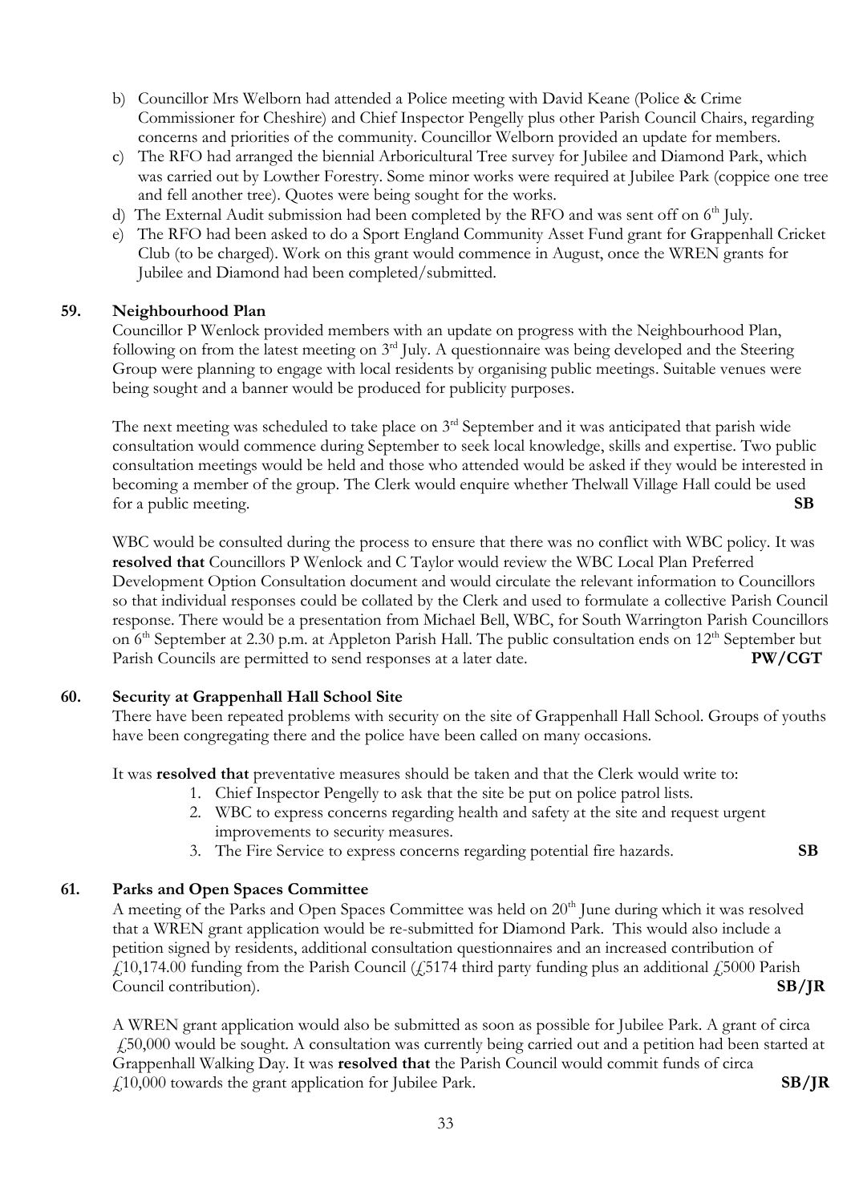b) Councillor Mrs Welborn had attended a Police meeting with David Keane (Police & Crime Commissioner for Cheshire) and Chief Inspector Pengelly plus other Parish Council Chairs, regarding concerns and priorities of the community. Councillor Welborn provided an update for members.

c) The RFO had arranged the biennial Arboricultural Tree survey for Jubilee and Diamond Park, which was carried out by Lowther Forestry. Some minor works were required at Jubilee Park (coppice one tree and fell another tree). Quotes were being sought for the works.

d) The External Audit submission had been completed by the RFO and was sent off on 6th July.

e) The RFO had been asked to do a Sport England Community Asset Fund grant for Grappenhall Cricket Club (to be charged). Work on this grant would commence in August, once the WREN grants for Jubilee and Diamond had been completed/submitted.

**59. Neighbourhood Plan**

Councillor P Wenlock provided members with an update on progress with the Neighbourhood Plan, following on from the latest meeting on 3rd July. A questionnaire was being developed and the Steering Group were planning to engage with local residents by organising public meetings. Suitable venues were being sought and a banner would be produced for publicity purposes.

The next meeting was scheduled to take place on 3rd September and it was anticipated that parish wide consultation would commence during September to seek local knowledge, skills and expertise. Two public consultation meetings would be held and those who attended would be asked if they would be interested in becoming a member of the group. The Clerk would enquire whether Thelwall Village Hall could be used for a public meeting. **SB**

WBC would be consulted during the process to ensure that there was no conflict with WBC policy. It was **resolved that** Councillors P Wenlock and C Taylor would review the WBC Local Plan Preferred Development Option Consultation document and would circulate the relevant information to Councillors so that individual responses could be collated by the Clerk and used to formulate a collective Parish Council response. There would be a presentation from Michael Bell, WBC, for South Warrington Parish Councillors on 6th September at 2.30 p.m. at Appleton Parish Hall. The public consultation ends on 12th September but Parish Councils are permitted to send responses at a later date. **PW/CGT**

**60. Security at Grappenhall Hall School Site**

There have been repeated problems with security on the site of Grappenhall Hall School. Groups of youths have been congregating there and the police have been called on many occasions.

It was **resolved that** preventative measures should be taken and that the Clerk would write to:

1. Chief Inspector Pengelly to ask that the site be put on police patrol lists.
2. WBC to express concerns regarding health and safety at the site and request urgent improvements to security measures.
3. The Fire Service to express concerns regarding potential fire hazards. **SB**

**61. Parks and Open Spaces Committee**

A meeting of the Parks and Open Spaces Committee was held on 20th June during which it was resolved that a WREN grant application would be re-submitted for Diamond Park. This would also include a petition signed by residents, additional consultation questionnaires and an increased contribution of £10,174.00 funding from the Parish Council (£5174 third party funding plus an additional £5000 Parish Council contribution). **SB/JR**

A WREN grant application would also be submitted as soon as possible for Jubilee Park. A grant of circa £50,000 would be sought. A consultation was currently being carried out and a petition had been started at Grappenhall Walking Day. It was **resolved that** the Parish Council would commit funds of circa £10,000 towards the grant application for Jubilee Park. **SB/JR**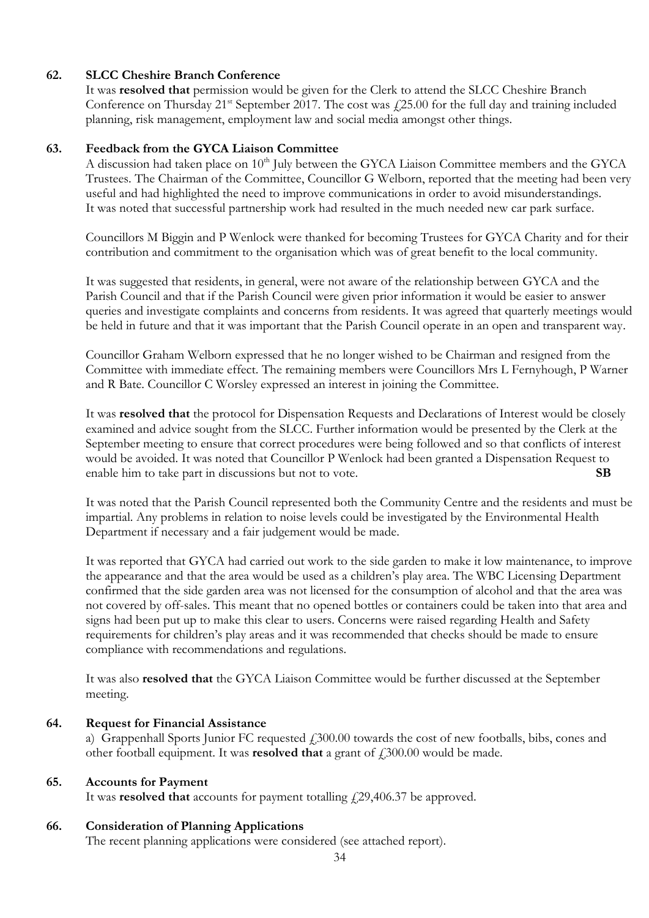## 62. SLCC Cheshire Branch Conference

It was **resolved that** permission would be given for the Clerk to attend the SLCC Cheshire Branch Conference on Thursday 21st September 2017. The cost was £25.00 for the full day and training included planning, risk management, employment law and social media amongst other things.

## 63. Feedback from the GYCA Liaison Committee

A discussion had taken place on 10th July between the GYCA Liaison Committee members and the GYCA Trustees. The Chairman of the Committee, Councillor G Welborn, reported that the meeting had been very useful and had highlighted the need to improve communications in order to avoid misunderstandings. It was noted that successful partnership work had resulted in the much needed new car park surface.

Councillors M Biggin and P Wenlock were thanked for becoming Trustees for GYCA Charity and for their contribution and commitment to the organisation which was of great benefit to the local community.

It was suggested that residents, in general, were not aware of the relationship between GYCA and the Parish Council and that if the Parish Council were given prior information it would be easier to answer queries and investigate complaints and concerns from residents. It was agreed that quarterly meetings would be held in future and that it was important that the Parish Council operate in an open and transparent way.

Councillor Graham Welborn expressed that he no longer wished to be Chairman and resigned from the Committee with immediate effect. The remaining members were Councillors Mrs L Fernyhough, P Warner and R Bate. Councillor C Worsley expressed an interest in joining the Committee.

It was **resolved that** the protocol for Dispensation Requests and Declarations of Interest would be closely examined and advice sought from the SLCC. Further information would be presented by the Clerk at the September meeting to ensure that correct procedures were being followed and so that conflicts of interest would be avoided. It was noted that Councillor P Wenlock had been granted a Dispensation Request to enable him to take part in discussions but not to vote. **SB**

It was noted that the Parish Council represented both the Community Centre and the residents and must be impartial. Any problems in relation to noise levels could be investigated by the Environmental Health Department if necessary and a fair judgement would be made.

It was reported that GYCA had carried out work to the side garden to make it low maintenance, to improve the appearance and that the area would be used as a children's play area. The WBC Licensing Department confirmed that the side garden area was not licensed for the consumption of alcohol and that the area was not covered by off-sales. This meant that no opened bottles or containers could be taken into that area and signs had been put up to make this clear to users. Concerns were raised regarding Health and Safety requirements for children's play areas and it was recommended that checks should be made to ensure compliance with recommendations and regulations.

It was also **resolved that** the GYCA Liaison Committee would be further discussed at the September meeting.

## 64. Request for Financial Assistance

a) Grappenhall Sports Junior FC requested £300.00 towards the cost of new footballs, bibs, cones and other football equipment. It was **resolved that** a grant of £300.00 would be made.

## 65. Accounts for Payment

It was **resolved that** accounts for payment totalling £29,406.37 be approved.

## 66. Consideration of Planning Applications

The recent planning applications were considered (see attached report).